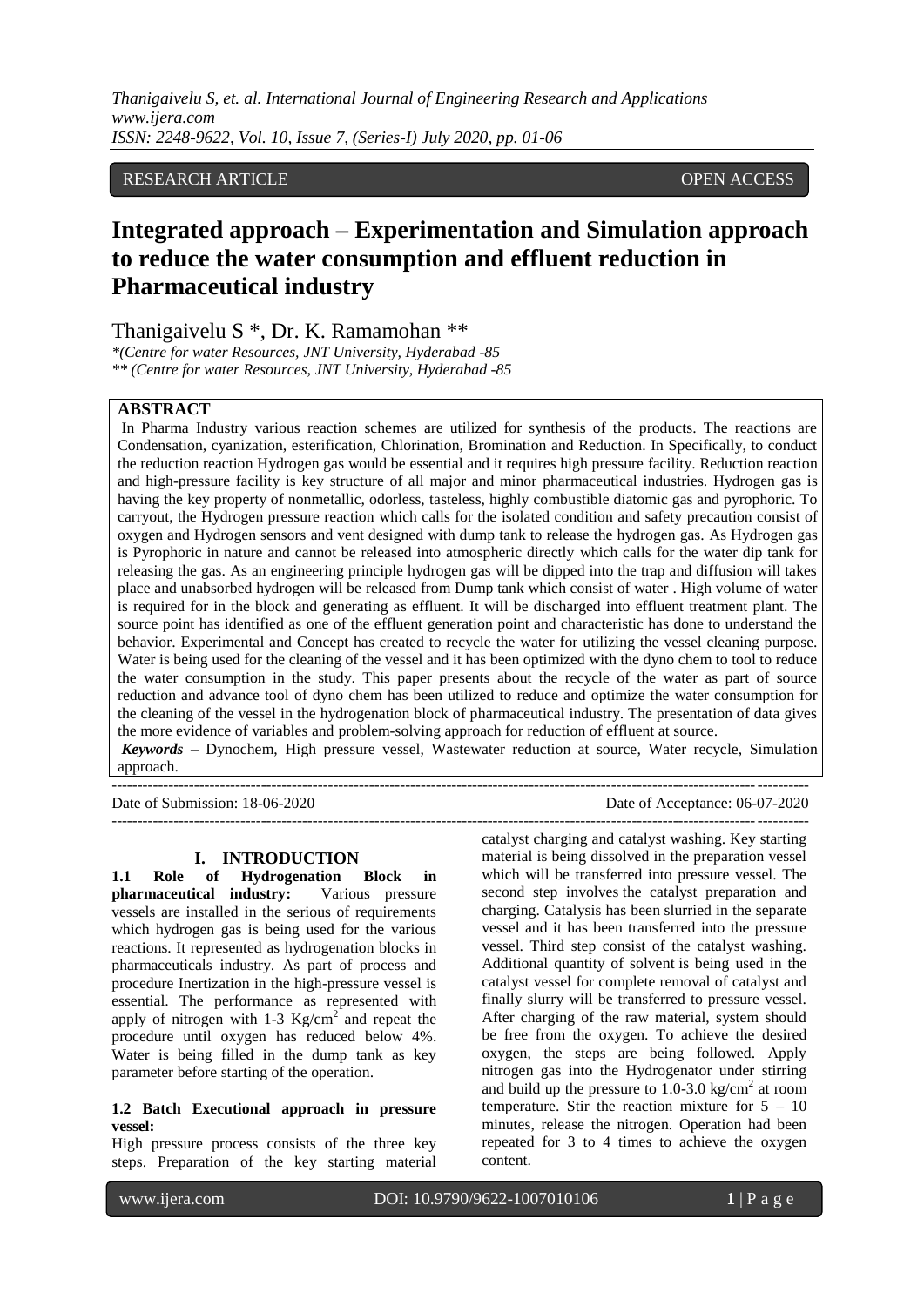RESEARCH ARTICLE OPEN ACCESS

# Integrated approach – Experimentation and Simulation approach to reduce the water consumption and effluent reduction in Pharmaceutical industry

Thanigaivelu S *, Dr. K. Ramamohan **

*(Centre for water Resources, JNT University, Hyderabad -85

** (Centre for water Resources, JNT University, Hyderabad -85

## ABSTRACT

In Pharma Industry various reaction schemes are utilized for synthesis of the products. The reactions are Condensation, cyanization, esterification, Chlorination, Bromination and Reduction. In Specifically, to conduct the reduction reaction Hydrogen gas would be essential and it requires high pressure facility. Reduction reaction and high-pressure facility is key structure of all major and minor pharmaceutical industries. Hydrogen gas is having the key property of nonmetallic, odorless, tasteless, highly combustible diatomic gas and pyrophoric. To carryout, the Hydrogen pressure reaction which calls for the isolated condition and safety precaution consist of oxygen and Hydrogen sensors and vent designed with dump tank to release the hydrogen gas. As Hydrogen gas is Pyrophoric in nature and cannot be released into atmospheric directly which calls for the water dip tank for releasing the gas. As an engineering principle hydrogen gas will be dipped into the trap and diffusion will takes place and unabsorbed hydrogen will be released from Dump tank which consist of water . High volume of water is required for in the block and generating as effluent. It will be discharged into effluent treatment plant. The source point has identified as one of the effluent generation point and characteristic has done to understand the behavior. Experimental and Concept has created to recycle the water for utilizing the vessel cleaning purpose. Water is being used for the cleaning of the vessel and it has been optimized with the dyno chem to tool to reduce the water consumption in the study. This paper presents about the recycle of the water as part of source reduction and advance tool of dyno chem has been utilized to reduce and optimize the water consumption for the cleaning of the vessel in the hydrogenation block of pharmaceutical industry. The presentation of data gives the more evidence of variables and problem-solving approach for reduction of effluent at source.

***Keywords*** **–** Dynochem, High pressure vessel, Wastewater reduction at source, Water recycle, Simulation approach.

Date of Submission: 18-06-2020 Date of Acceptance: 06-07-2020

## I. INTRODUCTION

**1.1 Role of Hydrogenation Block in pharmaceutical industry:** Various pressure vessels are installed in the serious of requirements which hydrogen gas is being used for the various reactions. It represented as hydrogenation blocks in pharmaceuticals industry. As part of process and procedure Inertization in the high-pressure vessel is essential. The performance as represented with apply of nitrogen with 1-3 $Kg/cm^2$ and repeat the procedure until oxygen has reduced below 4%. Water is being filled in the dump tank as key parameter before starting of the operation.

**1.2 Batch Executional approach in pressure vessel:**

High pressure process consists of the three key steps. Preparation of the key starting material catalyst charging and catalyst washing. Key starting material is being dissolved in the preparation vessel which will be transferred into pressure vessel. The second step involves the catalyst preparation and charging. Catalysis has been slurried in the separate vessel and it has been transferred into the pressure vessel. Third step consist of the catalyst washing. Additional quantity of solvent is being used in the catalyst vessel for complete removal of catalyst and finally slurry will be transferred to pressure vessel. After charging of the raw material, system should be free from the oxygen. To achieve the desired oxygen, the steps are being followed. Apply nitrogen gas into the Hydrogenator under stirring and build up the pressure to 1.0-3.0 $kg/cm^2$ at room temperature. Stir the reaction mixture for 5 – 10 minutes, release the nitrogen. Operation had been repeated for 3 to 4 times to achieve the oxygen content.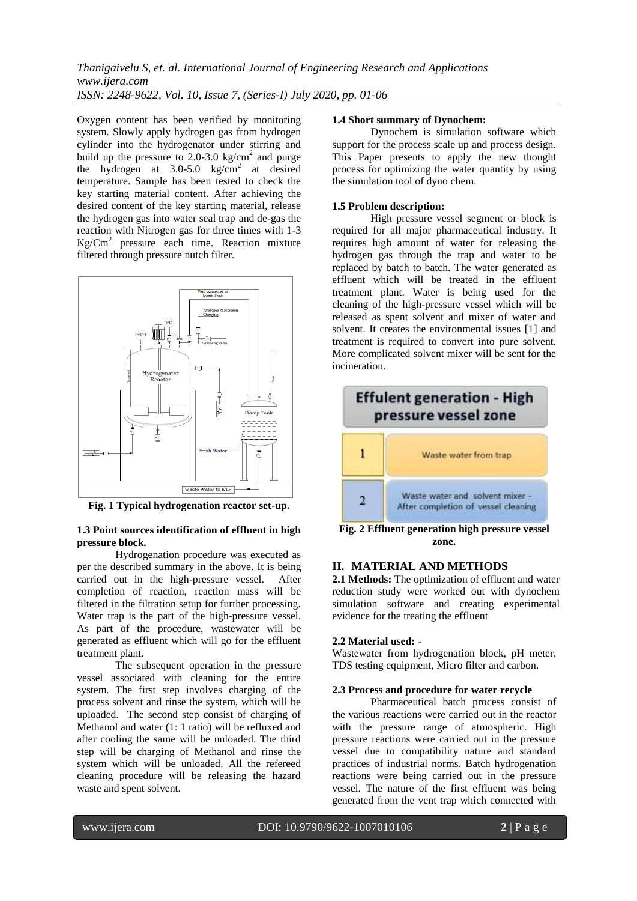Oxygen content has been verified by monitoring system. Slowly apply hydrogen gas from hydrogen cylinder into the hydrogenator under stirring and build up the pressure to 2.0-3.0 $kg/cm^2$ and purge the hydrogen at 3.0-5.0 $kg/cm^2$ at desired temperature. Sample has been tested to check the key starting material content. After achieving the desired content of the key starting material, release the hydrogen gas into water seal trap and de-gas the reaction with Nitrogen gas for three times with 1-3 $Kg/Cm^2$ pressure each time. Reaction mixture filtered through pressure nutch filter.

**Fig. 1 Typical hydrogenation reactor set-up.**

### 1.3 Point sources identification of effluent in high pressure block.

Hydrogenation procedure was executed as per the described summary in the above. It is being carried out in the high-pressure vessel. After completion of reaction, reaction mass will be filtered in the filtration setup for further processing. Water trap is the part of the high-pressure vessel. As part of the procedure, wastewater will be generated as effluent which will go for the effluent treatment plant.

The subsequent operation in the pressure vessel associated with cleaning for the entire system. The first step involves charging of the process solvent and rinse the system, which will be uploaded. The second step consist of charging of Methanol and water (1: 1 ratio) will be refluxed and after cooling the same will be unloaded. The third step will be charging of Methanol and rinse the system which will be unloaded. All the refereed cleaning procedure will be releasing the hazard waste and spent solvent.

### 1.4 Short summary of Dynochem:

Dynochem is simulation software which support for the process scale up and process design. This Paper presents to apply the new thought process for optimizing the water quantity by using the simulation tool of dyno chem.

### 1.5 Problem description:

High pressure vessel segment or block is required for all major pharmaceutical industry. It requires high amount of water for releasing the hydrogen gas through the trap and water to be replaced by batch to batch. The water generated as effluent which will be treated in the effluent treatment plant. Water is being used for the cleaning of the high-pressure vessel which will be released as spent solvent and mixer of water and solvent. It creates the environmental issues [1] and treatment is required to convert into pure solvent. More complicated solvent mixer will be sent for the incineration.

| Effulent generation - High pressure vessel zone | |
|---|---|
| 1 | Waste water from trap |
| 2 | Waste water and solvent mixer - After completion of vessel cleaning |

**Fig. 2 Effluent generation high pressure vessel zone.**

## II. MATERIAL AND METHODS

**2.1 Methods:** The optimization of effluent and water reduction study were worked out with dynochem simulation software and creating experimental evidence for the treating the effluent

### 2.2 Material used: -

Wastewater from hydrogenation block, pH meter, TDS testing equipment, Micro filter and carbon.

### 2.3 Process and procedure for water recycle

Pharmaceutical batch process consist of the various reactions were carried out in the reactor with the pressure range of atmospheric. High pressure reactions were carried out in the pressure vessel due to compatibility nature and standard practices of industrial norms. Batch hydrogenation reactions were being carried out in the pressure vessel. The nature of the first effluent was being generated from the vent trap which connected with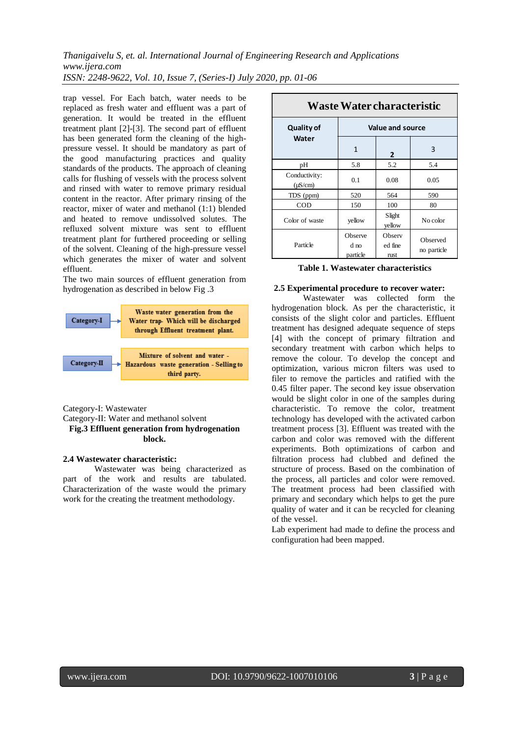trap vessel. For Each batch, water needs to be replaced as fresh water and effluent was a part of generation. It would be treated in the effluent treatment plant [2]-[3]. The second part of effluent has been generated form the cleaning of the high-pressure vessel. It should be mandatory as part of the good manufacturing practices and quality standards of the products. The approach of cleaning calls for flushing of vessels with the process solvent and rinsed with water to remove primary residual content in the reactor. After primary rinsing of the reactor, mixer of water and methanol (1:1) blended and heated to remove undissolved solutes. The refluxed solvent mixture was sent to effluent treatment plant for furthered proceeding or selling of the solvent. Cleaning of the high-pressure vessel which generates the mixer of water and solvent effluent.

The two main sources of effluent generation from hydrogenation as described in below Fig .3

**Category-I** → Waste water generation from the Water trap- Which will be discharged through Effluent treatment plant.

**Category-II** → Mixture of solvent and water - Hazardous waste generation - Selling to third party.

Category-I: Wastewater

Category-II: Water and methanol solvent

**Fig.3 Effluent generation from hydrogenation block.**

### 2.4 Wastewater characteristic:

Wastewater was being characterized as part of the work and results are tabulated. Characterization of the waste would the primary work for the creating the treatment methodology.

| Waste Water characteristic | | | |
|---|---|---|---|
| **Quality of Water** | **Value and source** | | |
| | 1 | 2 | 3 |
| pH | 5.8 | 5.2 | 5.4 |
| Conductivity: (µS/cm) | 0.1 | 0.08 | 0.05 |
| TDS (ppm) | 520 | 564 | 590 |
| COD | 150 | 100 | 80 |
| Color of waste | yellow | Slight yellow | No color |
| Particle | Observed no particle | Observed fine rust | Observed no particle |

**Table 1. Wastewater characteristics**

### 2.5 Experimental procedure to recover water:

Wastewater was collected form the hydrogenation block. As per the characteristic, it consists of the slight color and particles. Effluent treatment has designed adequate sequence of steps [4] with the concept of primary filtration and secondary treatment with carbon which helps to remove the colour. To develop the concept and optimization, various micron filters was used to filer to remove the particles and ratified with the 0.45 filter paper. The second key issue observation would be slight color in one of the samples during characteristic. To remove the color, treatment technology has developed with the activated carbon treatment process [3]. Effluent was treated with the carbon and color was removed with the different experiments. Both optimizations of carbon and filtration process had clubbed and defined the structure of process. Based on the combination of the process, all particles and color were removed. The treatment process had been classified with primary and secondary which helps to get the pure quality of water and it can be recycled for cleaning of the vessel.

Lab experiment had made to define the process and configuration had been mapped.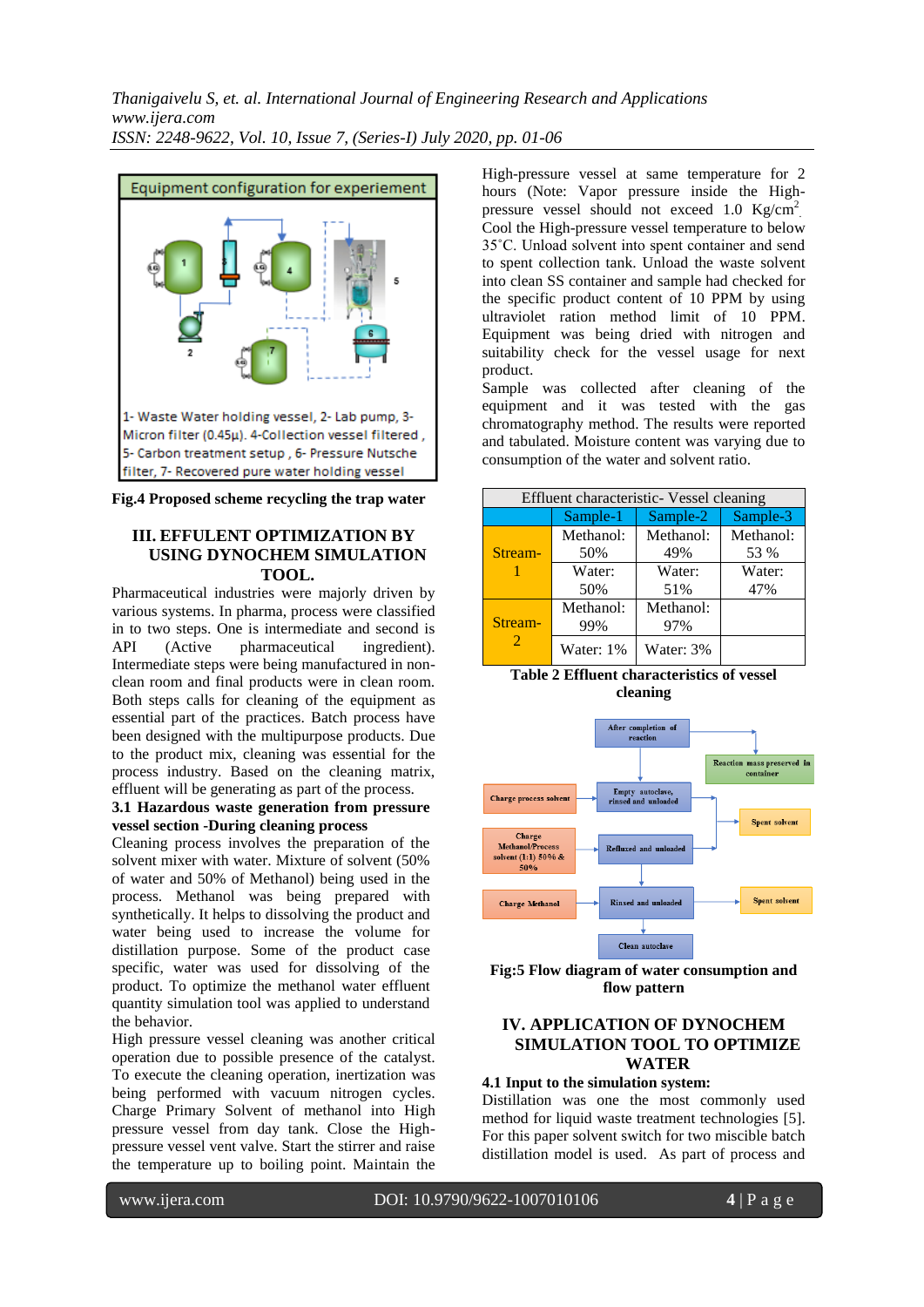Equipment configuration for experiment

1- Waste Water holding vessel, 2- Lab pump, 3- Micron filter (0.45µ). 4-Collection vessel filtered , 5- Carbon treatment setup , 6- Pressure Nutsche filter, 7- Recovered pure water holding vessel

**Fig.4 Proposed scheme recycling the trap water**

## III. EFFULENT OPTIMIZATION BY USING DYNOCHEM SIMULATION TOOL.

Pharmaceutical industries were majorly driven by various systems. In pharma, process were classified in to two steps. One is intermediate and second is API (Active pharmaceutical ingredient). Intermediate steps were being manufactured in non-clean room and final products were in clean room. Both steps calls for cleaning of the equipment as essential part of the practices. Batch process have been designed with the multipurpose products. Due to the product mix, cleaning was essential for the process industry. Based on the cleaning matrix, effluent will be generating as part of the process.

### 3.1 Hazardous waste generation from pressure vessel section -During cleaning process

Cleaning process involves the preparation of the solvent mixer with water. Mixture of solvent (50% of water and 50% of Methanol) being used in the process. Methanol was being prepared with synthetically. It helps to dissolving the product and water being used to increase the volume for distillation purpose. Some of the product case specific, water was used for dissolving of the product. To optimize the methanol water effluent quantity simulation tool was applied to understand the behavior.

High pressure vessel cleaning was another critical operation due to possible presence of the catalyst. To execute the cleaning operation, inertization was being performed with vacuum nitrogen cycles. Charge Primary Solvent of methanol into High pressure vessel from day tank. Close the High-pressure vessel vent valve. Start the stirrer and raise the temperature up to boiling point. Maintain the High-pressure vessel at same temperature for 2 hours (Note: Vapor pressure inside the High-pressure vessel should not exceed 1.0 Kg/cm$^2$. Cool the High-pressure vessel temperature to below 35˚C. Unload solvent into spent container and send to spent collection tank. Unload the waste solvent into clean SS container and sample had checked for the specific product content of 10 PPM by using ultraviolet ration method limit of 10 PPM. Equipment was being dried with nitrogen and suitability check for the vessel usage for next product.

Sample was collected after cleaning of the equipment and it was tested with the gas chromatography method. The results were reported and tabulated. Moisture content was varying due to consumption of the water and solvent ratio.

| Effluent characteristic- Vessel cleaning | | | |
|---|---|---|---|
| | Sample-1 | Sample-2 | Sample-3 |
| Stream-1 | Methanol: 50% | Methanol: 49% | Methanol: 53 % |
| | Water: 50% | Water: 51% | Water: 47% |
| Stream-2 | Methanol: 99% | Methanol: 97% | |
| | Water: 1% | Water: 3% | |

**Table 2 Effluent characteristics of vessel cleaning**

After completion of reaction → Reaction mass preserved in container; Empty autoclave, rinsed and unloaded (Charge process solvent); Refluxed and unloaded (Charge Methanol/Process solvent (1:1) 50% & 50%) → Spent solvent; Rinsed and unloaded (Charge Methanol) → Spent solvent; Clean autoclave

**Fig:5 Flow diagram of water consumption and flow pattern**

## IV. APPLICATION OF DYNOCHEM SIMULATION TOOL TO OPTIMIZE WATER

### 4.1 Input to the simulation system:

Distillation was one the most commonly used method for liquid waste treatment technologies [5]. For this paper solvent switch for two miscible batch distillation model is used. As part of process and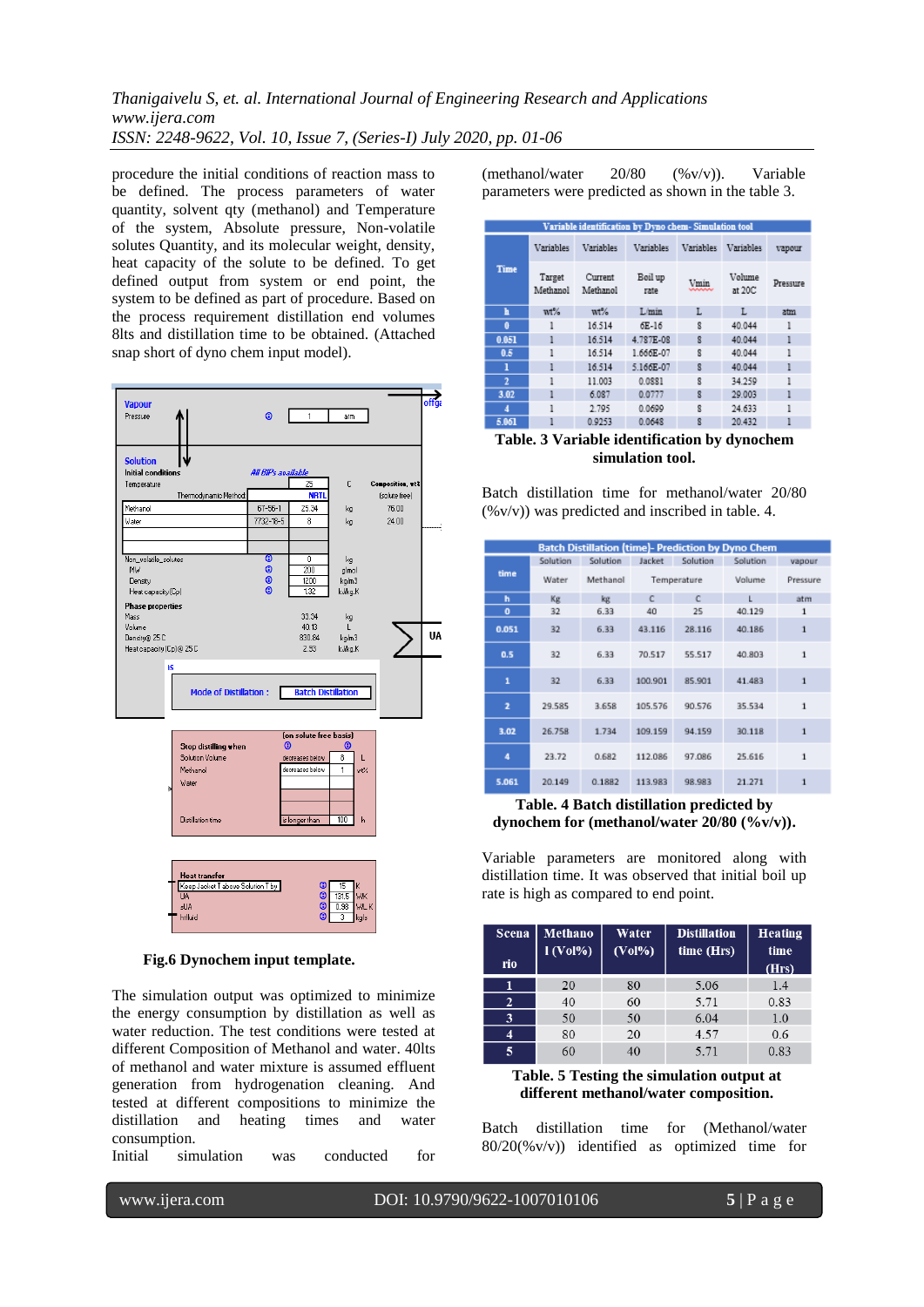procedure the initial conditions of reaction mass to be defined. The process parameters of water quantity, solvent qty (methanol) and Temperature of the system, Absolute pressure, Non-volatile solutes Quantity, and its molecular weight, density, heat capacity of the solute to be defined. To get defined output from system or end point, the system to be defined as part of procedure. Based on the process requirement distillation end volumes 8lts and distillation time to be obtained. (Attached snap short of dyno chem input model).

**Fig.6 Dynochem input template.**

The simulation output was optimized to minimize the energy consumption by distillation as well as water reduction. The test conditions were tested at different Composition of Methanol and water. 40lts of methanol and water mixture is assumed effluent generation from hydrogenation cleaning. And tested at different compositions to minimize the distillation and heating times and water consumption.

Initial simulation was conducted for (methanol/water 20/80 (%v/v)). Variable parameters were predicted as shown in the table 3.

| Time | Variables | Variables | Variables | Variables | Variables | vapour |
|---|---|---|---|---|---|---|
| | Target Methanol | Current Methanol | Boil up rate | Vmin | Volume at 20C | Pressure |
| h | wt% | wt% | L/min | L | L | atm |
| 0 | 1 | 16.514 | 6E-16 | 8 | 40.044 | 1 |
| 0.051 | 1 | 16.514 | 4.787E-08 | 8 | 40.044 | 1 |
| 0.5 | 1 | 16.514 | 1.666E-07 | 8 | 40.044 | 1 |
| 1 | 1 | 16.514 | 5.166E-07 | 8 | 40.044 | 1 |
| 2 | 1 | 11.003 | 0.0881 | 8 | 34.259 | 1 |
| 3.02 | 1 | 6.087 | 0.0777 | 8 | 29.003 | 1 |
| 4 | 1 | 2.795 | 0.0699 | 8 | 24.633 | 1 |
| 5.061 | 1 | 0.9253 | 0.0648 | 8 | 20.432 | 1 |

**Table. 3 Variable identification by dynochem simulation tool.**

Batch distillation time for methanol/water 20/80 (%v/v)) was predicted and inscribed in table. 4.

| time | Solution | Solution | Jacket | Solution | Solution | vapour |
|---|---|---|---|---|---|---|
| | Water | Methanol | Temperature | | Volume | Pressure |
| h | Kg | kg | C | C | L | atm |
| 0 | 32 | 6.33 | 40 | 25 | 40.129 | 1 |
| 0.051 | 32 | 6.33 | 43.116 | 28.116 | 40.186 | 1 |
| 0.5 | 32 | 6.33 | 70.517 | 55.517 | 40.803 | 1 |
| 1 | 32 | 6.33 | 100.901 | 85.901 | 41.483 | 1 |
| 2 | 29.585 | 3.658 | 105.576 | 90.576 | 35.534 | 1 |
| 3.02 | 26.758 | 1.734 | 109.159 | 94.159 | 30.118 | 1 |
| 4 | 23.72 | 0.682 | 112.086 | 97.086 | 25.616 | 1 |
| 5.061 | 20.149 | 0.1882 | 113.983 | 98.983 | 21.271 | 1 |

**Table. 4 Batch distillation predicted by dynochem for (methanol/water 20/80 (%v/v)).**

Variable parameters are monitored along with distillation time. It was observed that initial boil up rate is high as compared to end point.

| Scenario | Methanol (Vol%) | Water (Vol%) | Distillation time (Hrs) | Heating time (Hrs) |
|---|---|---|---|---|
| 1 | 20 | 80 | 5.06 | 1.4 |
| 2 | 40 | 60 | 5.71 | 0.83 |
| 3 | 50 | 50 | 6.04 | 1.0 |
| 4 | 80 | 20 | 4.57 | 0.6 |
| 5 | 60 | 40 | 5.71 | 0.83 |

**Table. 5 Testing the simulation output at different methanol/water composition.**

Batch distillation time for (Methanol/water 80/20(%v/v)) identified as optimized time for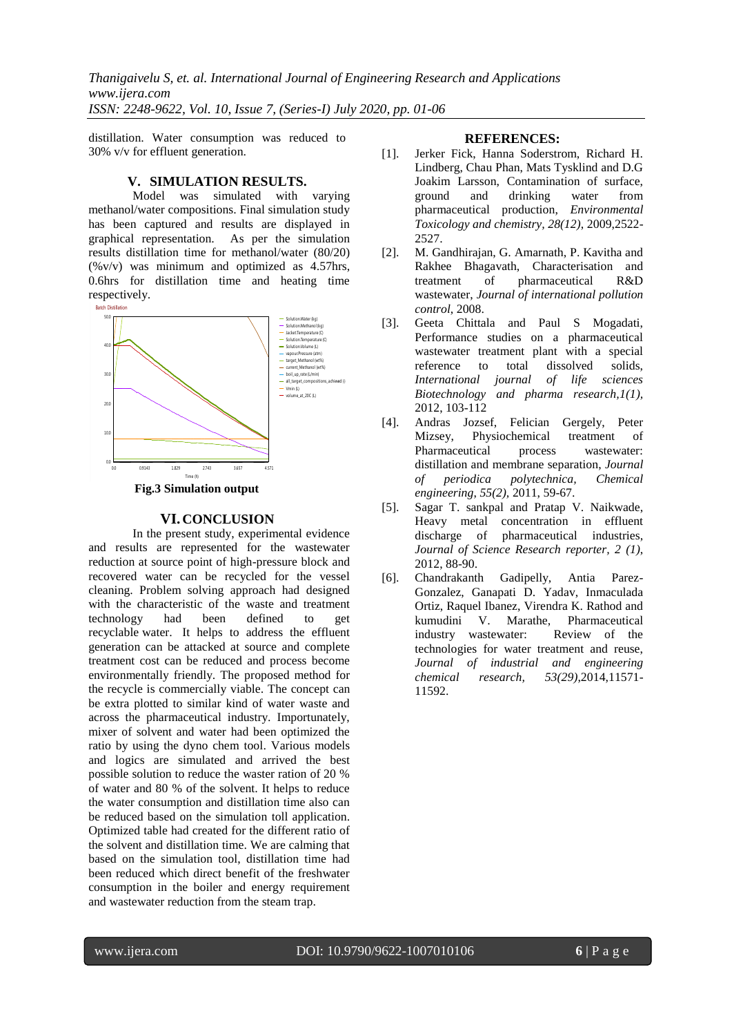distillation. Water consumption was reduced to 30% v/v for effluent generation.

## V. SIMULATION RESULTS.

Model was simulated with varying methanol/water compositions. Final simulation study has been captured and results are displayed in graphical representation. As per the simulation results distillation time for methanol/water (80/20) (%v/v) was minimum and optimized as 4.57hrs, 0.6hrs for distillation time and heating time respectively.

Batch Distillation

50.0
40.0
30.0
20.0
10.0
0.0

0.0
0.9143
1.829
2.743
3.657
4.571

Time (h)

Solution.Water (kg)
Solution.Methanol (kg)
Jacket.Temperature (C)
Solution.Temperature (C)
Solution.Volume (L)
vapourPressure (atm)
target_Methanol (wt%)
current_Methanol (wt%)
boil_up_rate (L/min)
all_target_compositions_achieved ()
Vmin (L)
volume_at_20C (L)

**Fig.3 Simulation output**

## VI. CONCLUSION

In the present study, experimental evidence and results are represented for the wastewater reduction at source point of high-pressure block and recovered water can be recycled for the vessel cleaning. Problem solving approach had designed with the characteristic of the waste and treatment technology had been defined to get recyclable water. It helps to address the effluent generation can be attacked at source and complete treatment cost can be reduced and process become environmentally friendly. The proposed method for the recycle is commercially viable. The concept can be extra plotted to similar kind of water waste and across the pharmaceutical industry. Importunately, mixer of solvent and water had been optimized the ratio by using the dyno chem tool. Various models and logics are simulated and arrived the best possible solution to reduce the waster ration of 20 % of water and 80 % of the solvent. It helps to reduce the water consumption and distillation time also can be reduced based on the simulation toll application. Optimized table had created for the different ratio of the solvent and distillation time. We are calming that based on the simulation tool, distillation time had been reduced which direct benefit of the freshwater consumption in the boiler and energy requirement and wastewater reduction from the steam trap.

## REFERENCES:

[1]. Jerker Fick, Hanna Soderstrom, Richard H. Lindberg, Chau Phan, Mats Tysklind and D.G Joakim Larsson, Contamination of surface, ground and drinking water from pharmaceutical production, *Environmental Toxicology and chemistry, 28(12)*, 2009,2522-2527.

[2]. M. Gandhirajan, G. Amarnath, P. Kavitha and Rakhee Bhagavath, Characterisation and treatment of pharmaceutical R&D wastewater, *Journal of international pollution control*, 2008.

[3]. Geeta Chittala and Paul S Mogadati, Performance studies on a pharmaceutical wastewater treatment plant with a special reference to total dissolved solids, *International journal of life sciences Biotechnology and pharma research,1(1)*, 2012, 103-112

[4]. Andras Jozsef, Felician Gergely, Peter Mizsey, Physiochemical treatment of Pharmaceutical process wastewater: distillation and membrane separation, *Journal of periodica polytechnica, Chemical engineering, 55(2)*, 2011, 59-67.

[5]. Sagar T. sankpal and Pratap V. Naikwade, Heavy metal concentration in effluent discharge of pharmaceutical industries, *Journal of Science Research reporter, 2 (1)*, 2012, 88-90.

[6]. Chandrakanth Gadipelly, Antia Parez-Gonzalez, Ganapati D. Yadav, Inmaculada Ortiz, Raquel Ibanez, Virendra K. Rathod and kumudini V. Marathe, Pharmaceutical industry wastewater: Review of the technologies for water treatment and reuse, *Journal of industrial and engineering chemical research, 53(29)*,2014,11571-11592.